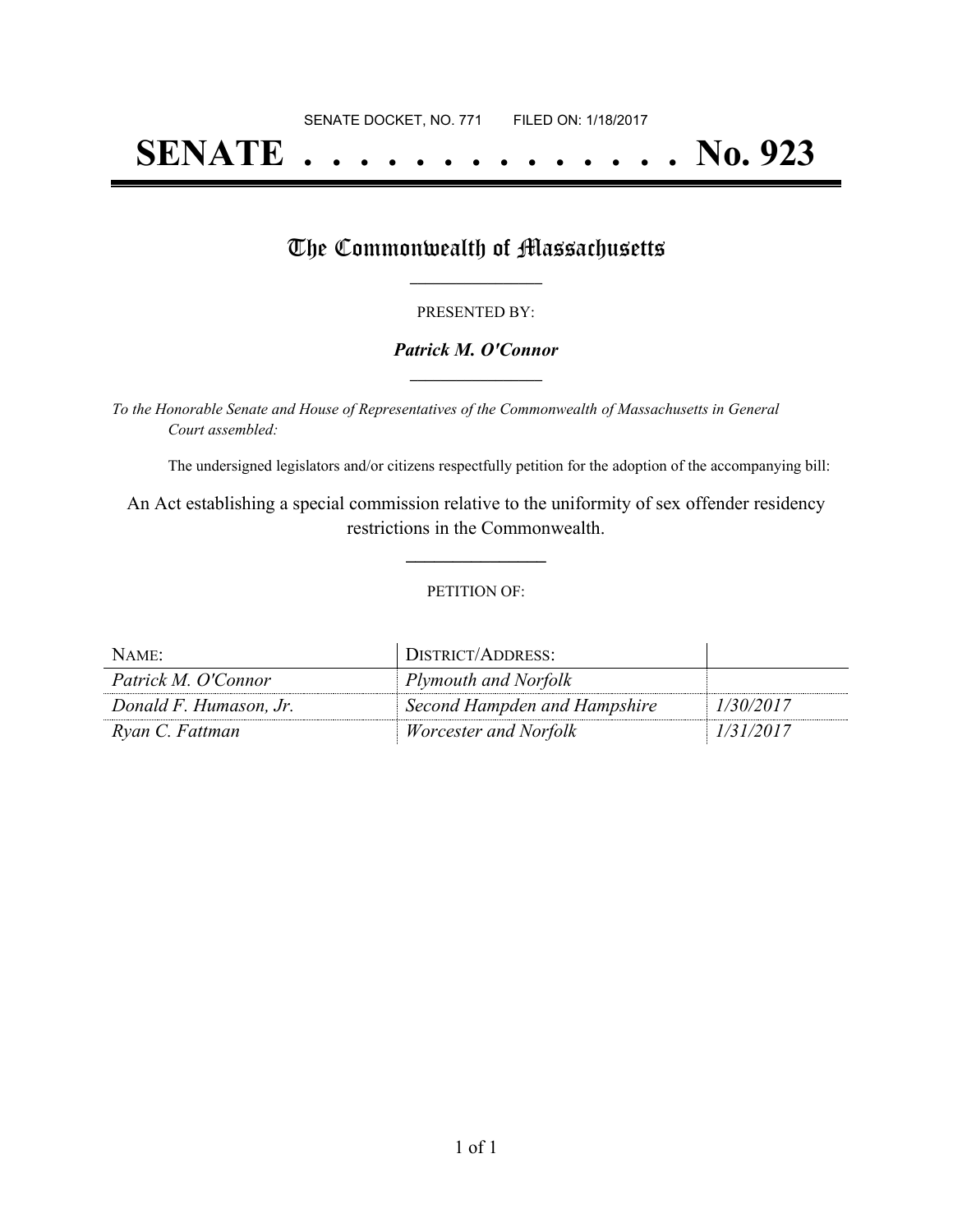SENATE DOCKET, NO. 771 FILED ON: 1/18/2017

# SENATE . . . . . . . . . . . . . . No. 923

## The Commonwealth of Massachusetts

PRESENTED BY:

***Patrick M. O'Connor***

*To the Honorable Senate and House of Representatives of the Commonwealth of Massachusetts in General Court assembled:*

The undersigned legislators and/or citizens respectfully petition for the adoption of the accompanying bill:

An Act establishing a special commission relative to the uniformity of sex offender residency restrictions in the Commonwealth.

PETITION OF:

| NAME: | DISTRICT/ADDRESS: | |
|---|---|---|
| *Patrick M. O'Connor* | *Plymouth and Norfolk* | |
| *Donald F. Humason, Jr.* | *Second Hampden and Hampshire* | *1/30/2017* |
| *Ryan C. Fattman* | *Worcester and Norfolk* | *1/31/2017* |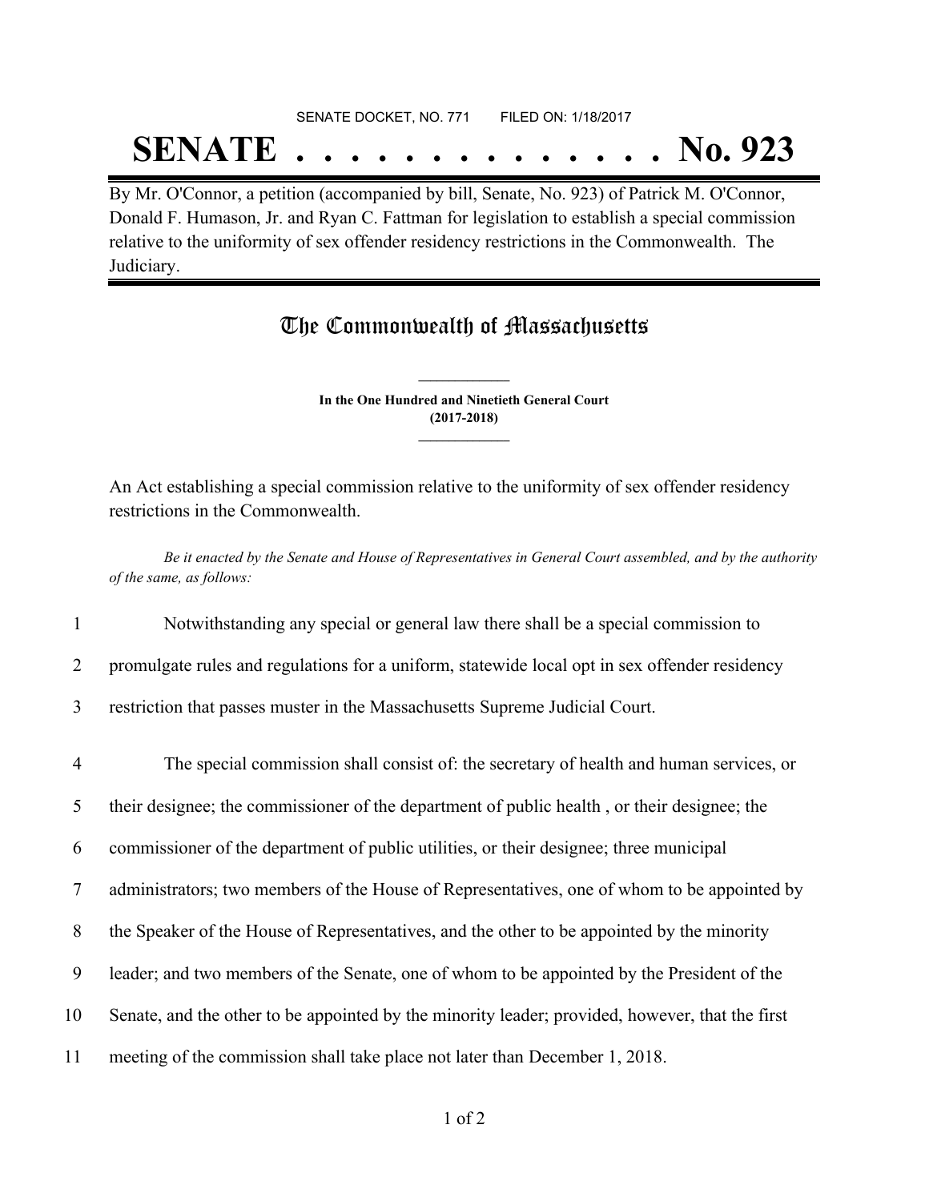SENATE DOCKET, NO. 771 FILED ON: 1/18/2017

# SENATE . . . . . . . . . . . . . . No. 923

By Mr. O'Connor, a petition (accompanied by bill, Senate, No. 923) of Patrick M. O'Connor, Donald F. Humason, Jr. and Ryan C. Fattman for legislation to establish a special commission relative to the uniformity of sex offender residency restrictions in the Commonwealth. The Judiciary.

## The Commonwealth of Massachusetts

**In the One Hundred and Ninetieth General Court**
**(2017-2018)**

An Act establishing a special commission relative to the uniformity of sex offender residency restrictions in the Commonwealth.

*Be it enacted by the Senate and House of Representatives in General Court assembled, and by the authority of the same, as follows:*

1 Notwithstanding any special or general law there shall be a special commission to
2 promulgate rules and regulations for a uniform, statewide local opt in sex offender residency
3 restriction that passes muster in the Massachusetts Supreme Judicial Court.

4 The special commission shall consist of: the secretary of health and human services, or
5 their designee; the commissioner of the department of public health , or their designee; the
6 commissioner of the department of public utilities, or their designee; three municipal
7 administrators; two members of the House of Representatives, one of whom to be appointed by
8 the Speaker of the House of Representatives, and the other to be appointed by the minority
9 leader; and two members of the Senate, one of whom to be appointed by the President of the
10 Senate, and the other to be appointed by the minority leader; provided, however, that the first
11 meeting of the commission shall take place not later than December 1, 2018.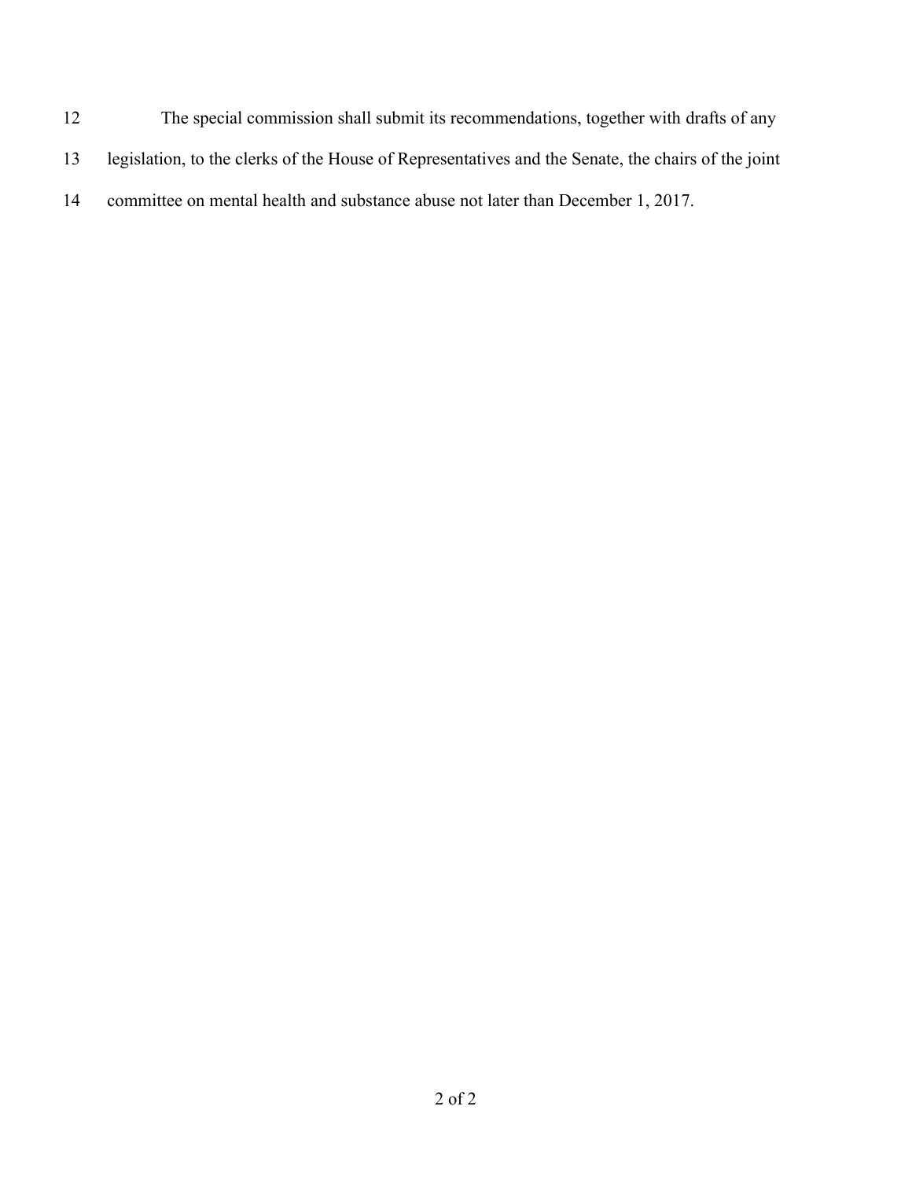The special commission shall submit its recommendations, together with drafts of any legislation, to the clerks of the House of Representatives and the Senate, the chairs of the joint committee on mental health and substance abuse not later than December 1, 2017.